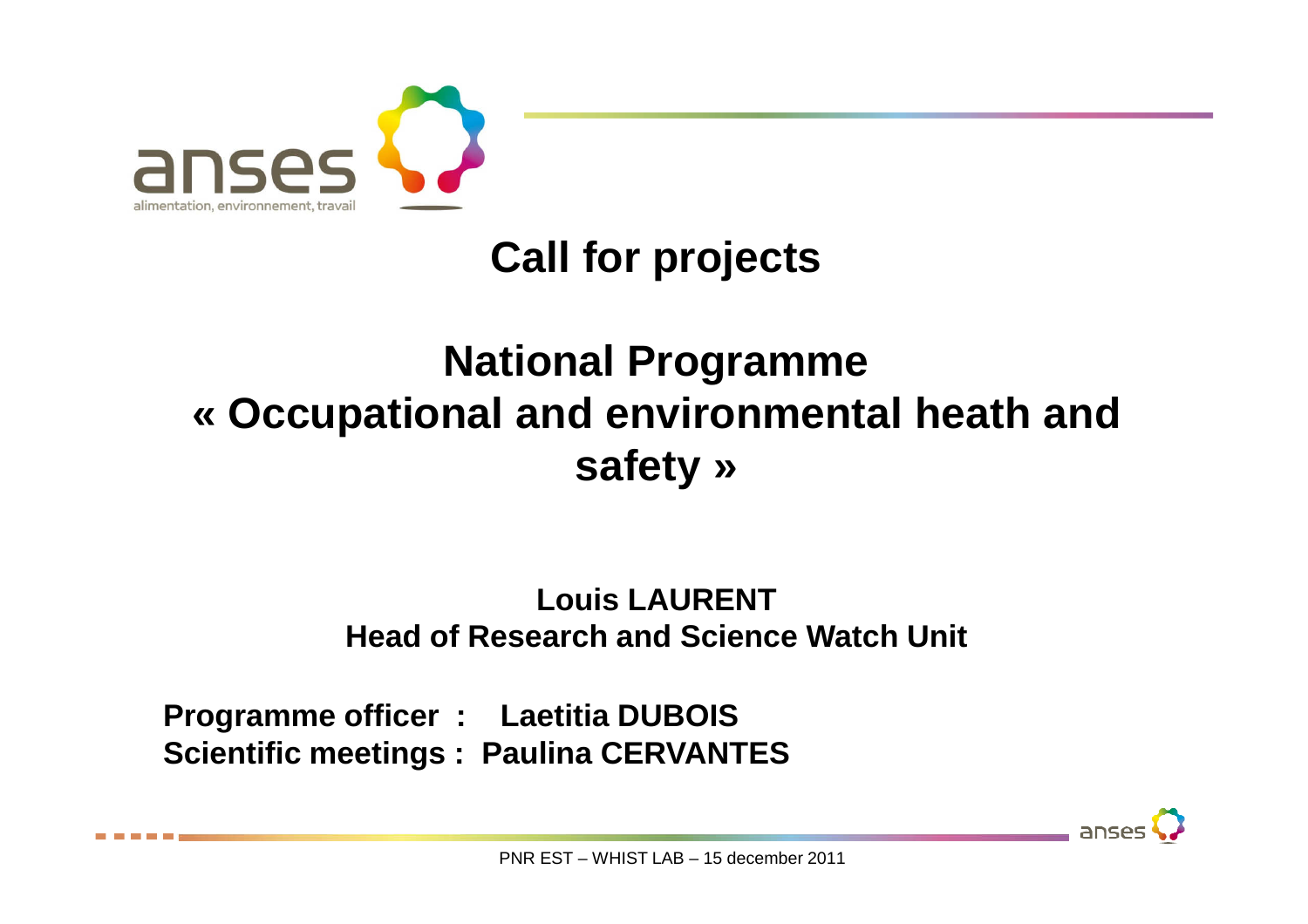# Call for projects

## National Programme
## « Occupational and environmental heath and safety »

**Louis LAURENT**
**Head of Research and Science Watch Unit**

**Programme officer : Laetitia DUBOIS**
**Scientific meetings : Paulina CERVANTES**

PNR EST – WHIST LAB – 15 december 2011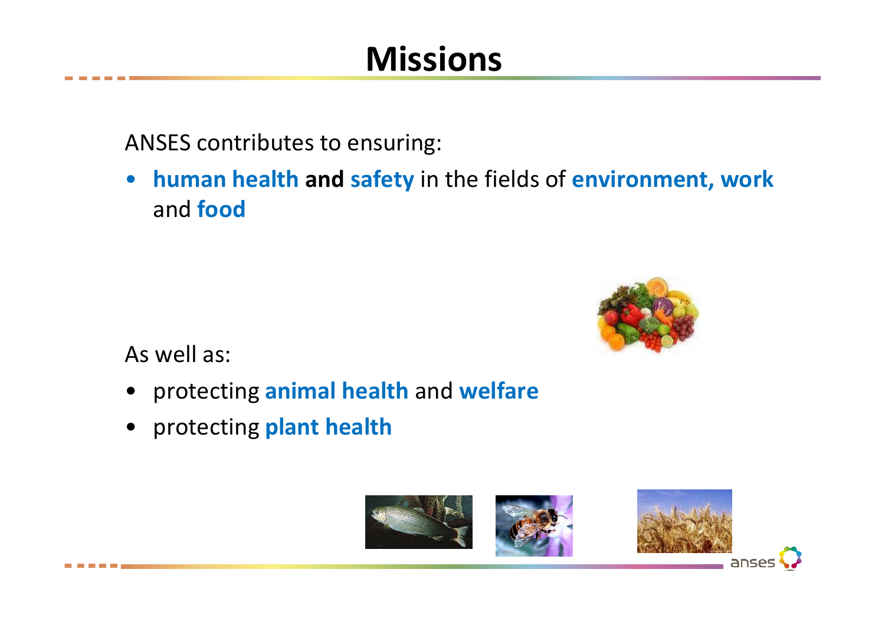# Missions

ANSES contributes to ensuring:

- **human health and safety** in the fields of **environment, work** and **food**

As well as:

- protecting **animal health** and **welfare**
- protecting **plant health**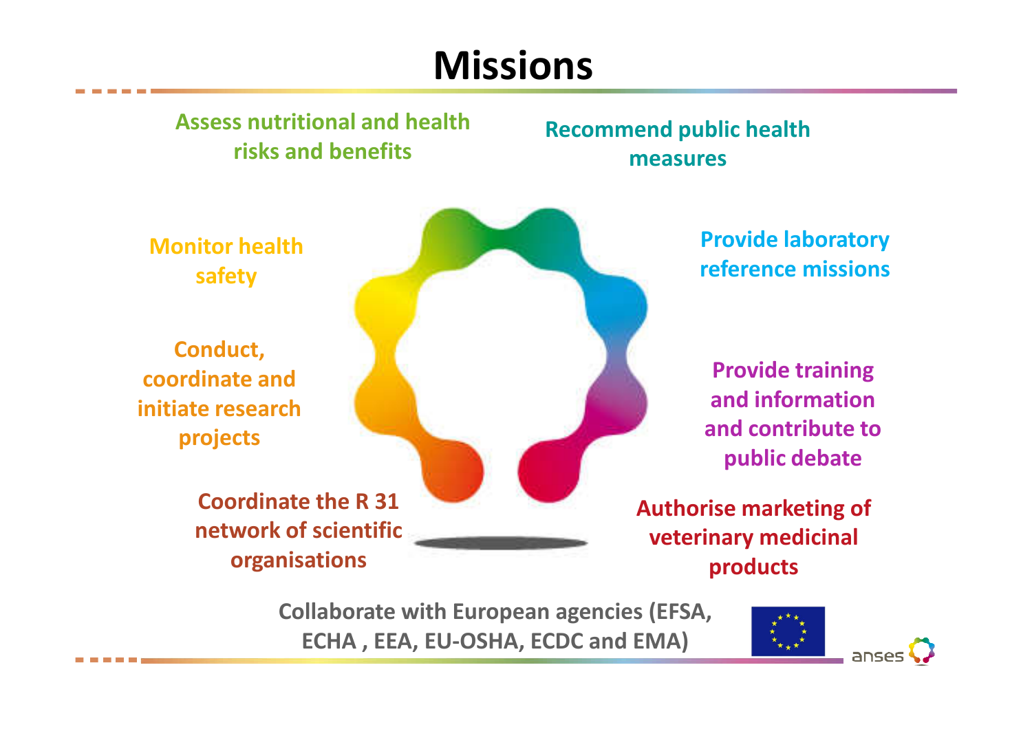# Missions

- Assess nutritional and health risks and benefits
- Recommend public health measures
- Monitor health safety
- Provide laboratory reference missions
- Conduct, coordinate and initiate research projects
- Provide training and information and contribute to public debate
- Coordinate the R 31 network of scientific organisations
- Authorise marketing of veterinary medicinal products

Collaborate with European agencies (EFSA, ECHA , EEA, EU-OSHA, ECDC and EMA)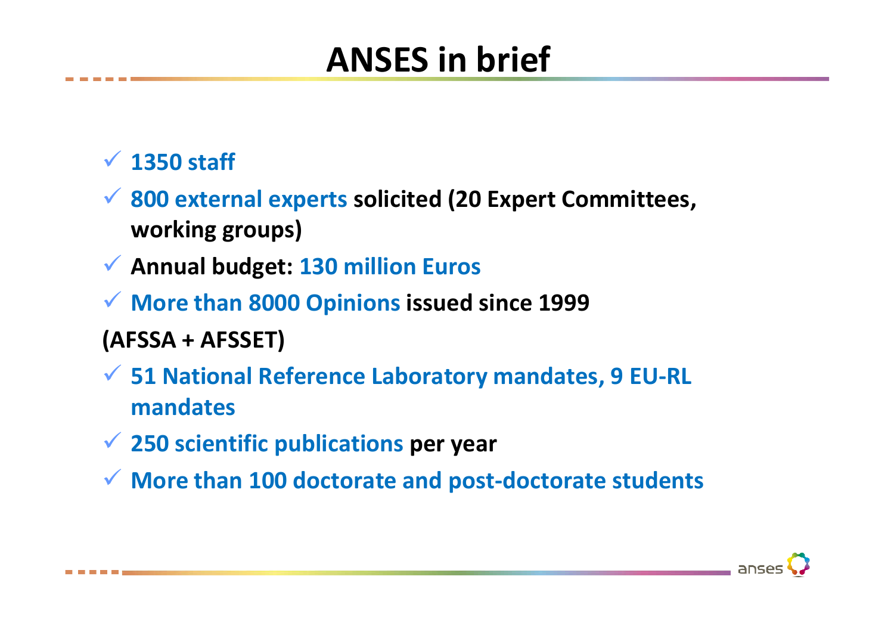# ANSES in brief

- **1350 staff**
- **800 external experts solicited (20 Expert Committees, working groups)**
- **Annual budget: 130 million Euros**
- **More than 8000 Opinions issued since 1999**

**(AFSSA + AFSSET)**

- **51 National Reference Laboratory mandates, 9 EU-RL mandates**
- **250 scientific publications per year**
- **More than 100 doctorate and post-doctorate students**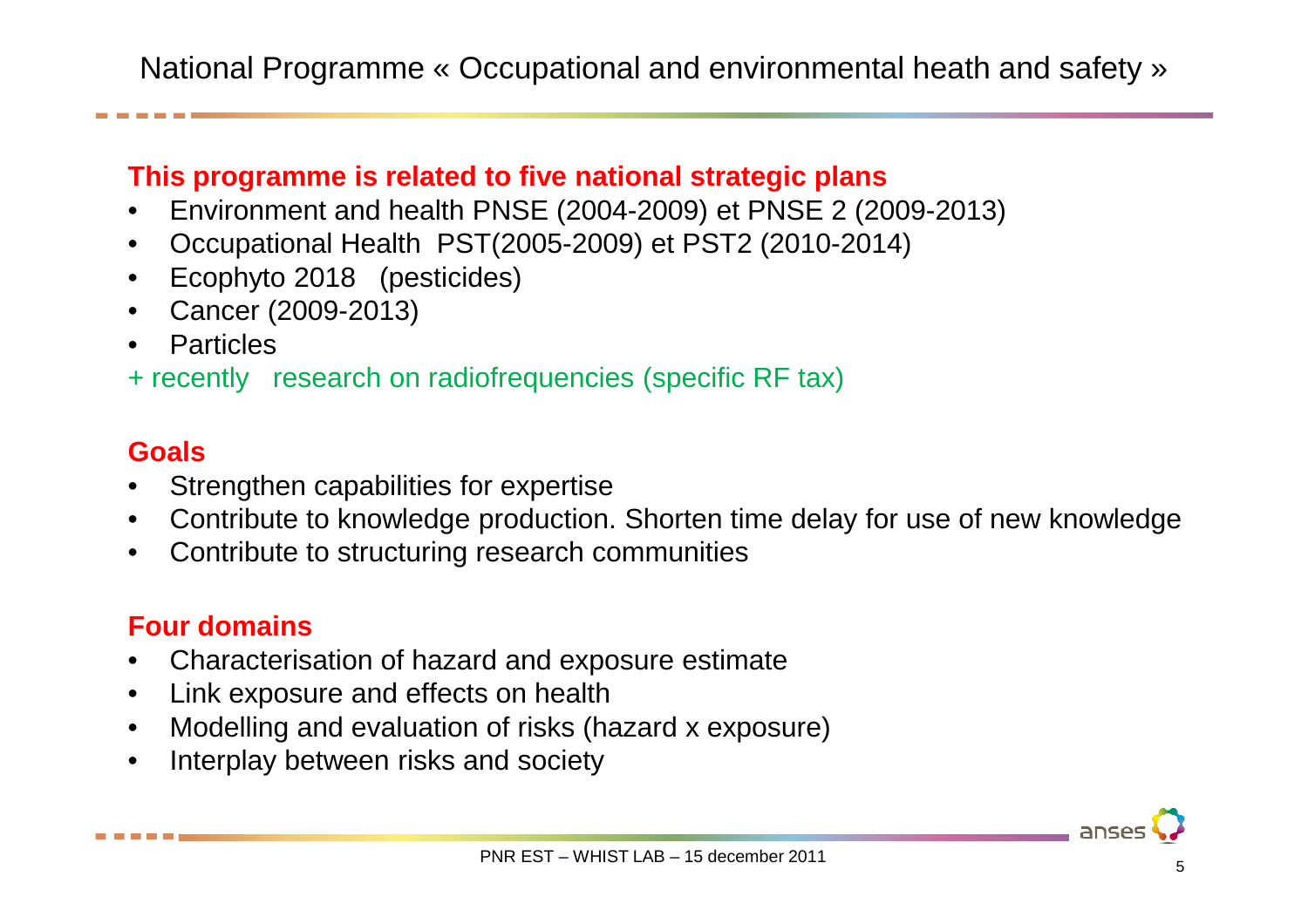# National Programme « Occupational and environmental heath and safety »

**This programme is related to five national strategic plans**

- Environment and health PNSE (2004-2009) et PNSE 2 (2009-2013)
- Occupational Health PST(2005-2009) et PST2 (2010-2014)
- Ecophyto 2018 (pesticides)
- Cancer (2009-2013)
- Particles

+ recently research on radiofrequencies (specific RF tax)

**Goals**

- Strengthen capabilities for expertise
- Contribute to knowledge production. Shorten time delay for use of new knowledge
- Contribute to structuring research communities

**Four domains**

- Characterisation of hazard and exposure estimate
- Link exposure and effects on health
- Modelling and evaluation of risks (hazard x exposure)
- Interplay between risks and society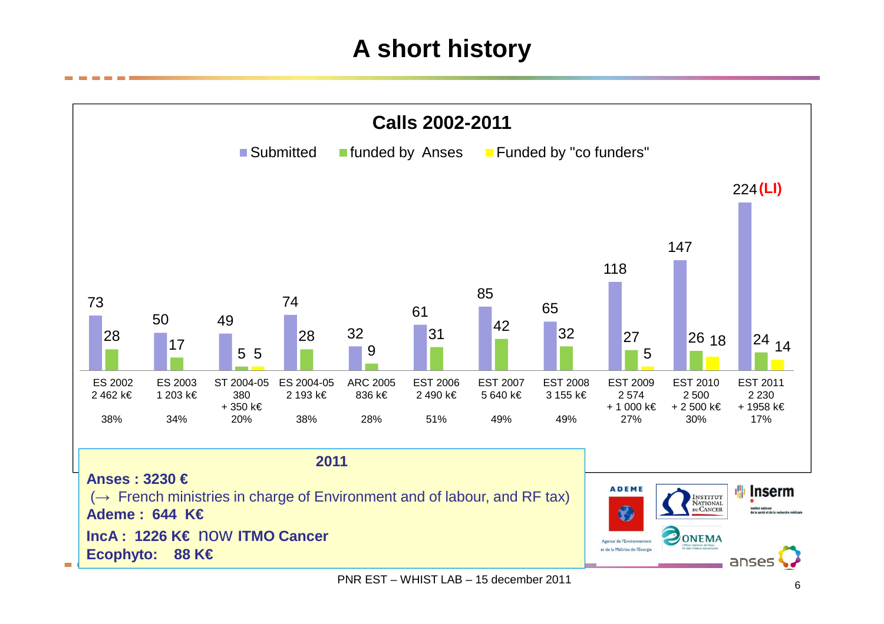# A short history

## Calls 2002-2011

Legend: Submitted | funded by Anses | Funded by "co funders"

| Call | Budget | Submitted | funded by Anses | Funded by "co funders" | % |
|---|---|---|---|---|---|
| ES 2002 | 2 462 k€ | 73 | 28 | | 38% |
| ES 2003 | 1 203 k€ | 50 | 17 | | 34% |
| ST 2004-05 | 380 + 350 k€ | 49 | 5 | 5 | 20% |
| ES 2004-05 | 2 193 k€ | 74 | 28 | | 38% |
| ARC 2005 | 836 k€ | 32 | 9 | | 28% |
| EST 2006 | 2 490 k€ | 61 | 31 | | 51% |
| EST 2007 | 5 640 k€ | 85 | 42 | | 49% |
| EST 2008 | 3 155 k€ | 65 | 32 | | 49% |
| EST 2009 | 2 574 + 1 000 k€ | 118 | 27 | 5 | 27% |
| EST 2010 | 2 500 + 2 500 k€ | 147 | 26 | 18 | 30% |
| EST 2011 | 2 230 + 1958 k€ | 224 **(LI)** | 24 | 14 | 17% |

**2011**

**Anses : 3230 €**
(→ French ministries in charge of Environment and of labour, and RF tax)
**Ademe : 644 K€**
**IncA : 1226 K€** now **ITMO Cancer**
**Ecophyto: 88 K€**

PNR EST – WHIST LAB – 15 december 2011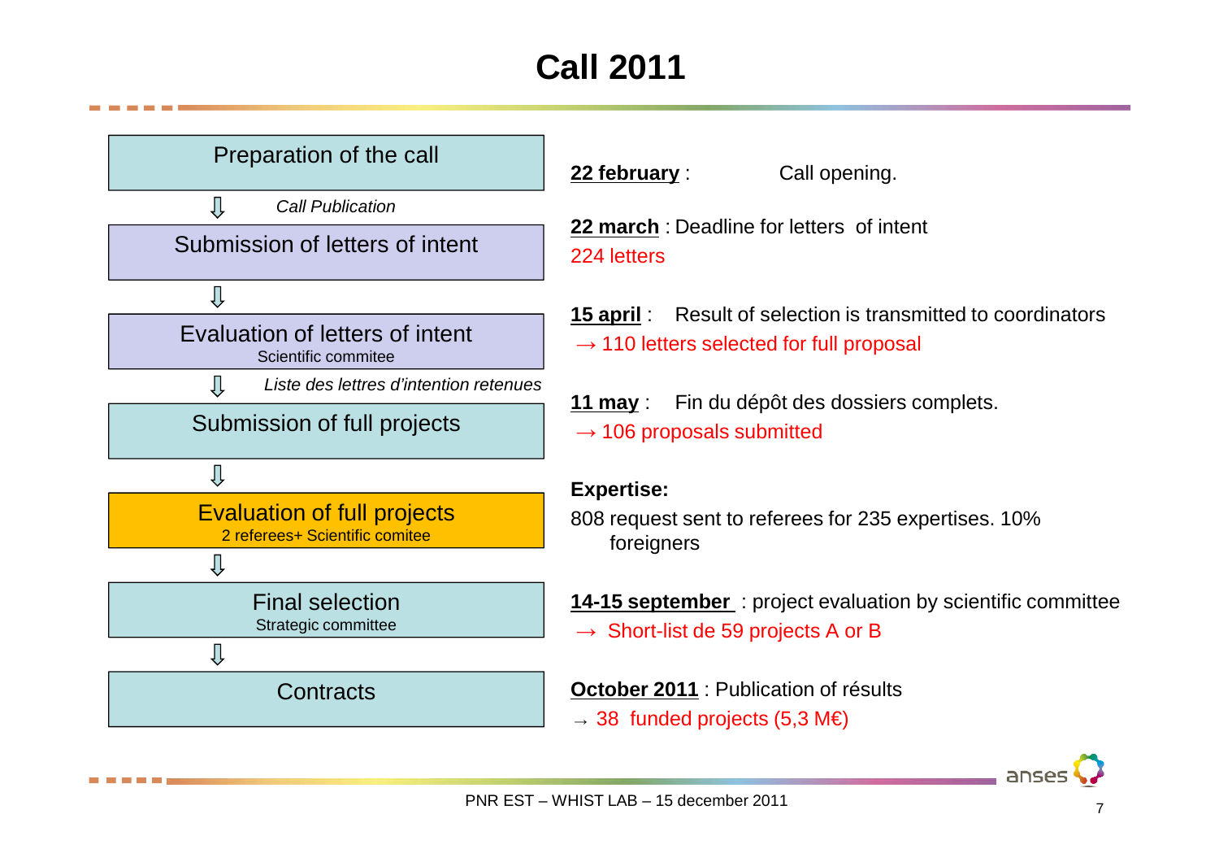# Call 2011

Preparation of the call

⇩ *Call Publication*

Submission of letters of intent

⇩

Evaluation of letters of intent
Scientific commitee

⇩ *Liste des lettres d'intention retenues*

Submission of full projects

⇩

Evaluation of full projects
2 referees+ Scientific comitee

⇩

Final selection
Strategic committee

⇩

Contracts

**22 february** : Call opening.

**22 march** : Deadline for letters of intent
224 letters

**15 april** : Result of selection is transmitted to coordinators
→ 110 letters selected for full proposal

**11 may** : Fin du dépôt des dossiers complets.
→ 106 proposals submitted

**Expertise:**
808 request sent to referees for 235 expertises. 10% foreigners

**14-15 september** : project evaluation by scientific committee
→ Short-list de 59 projects A or B

**October 2011** : Publication of résults
→ 38 funded projects (5,3 M€)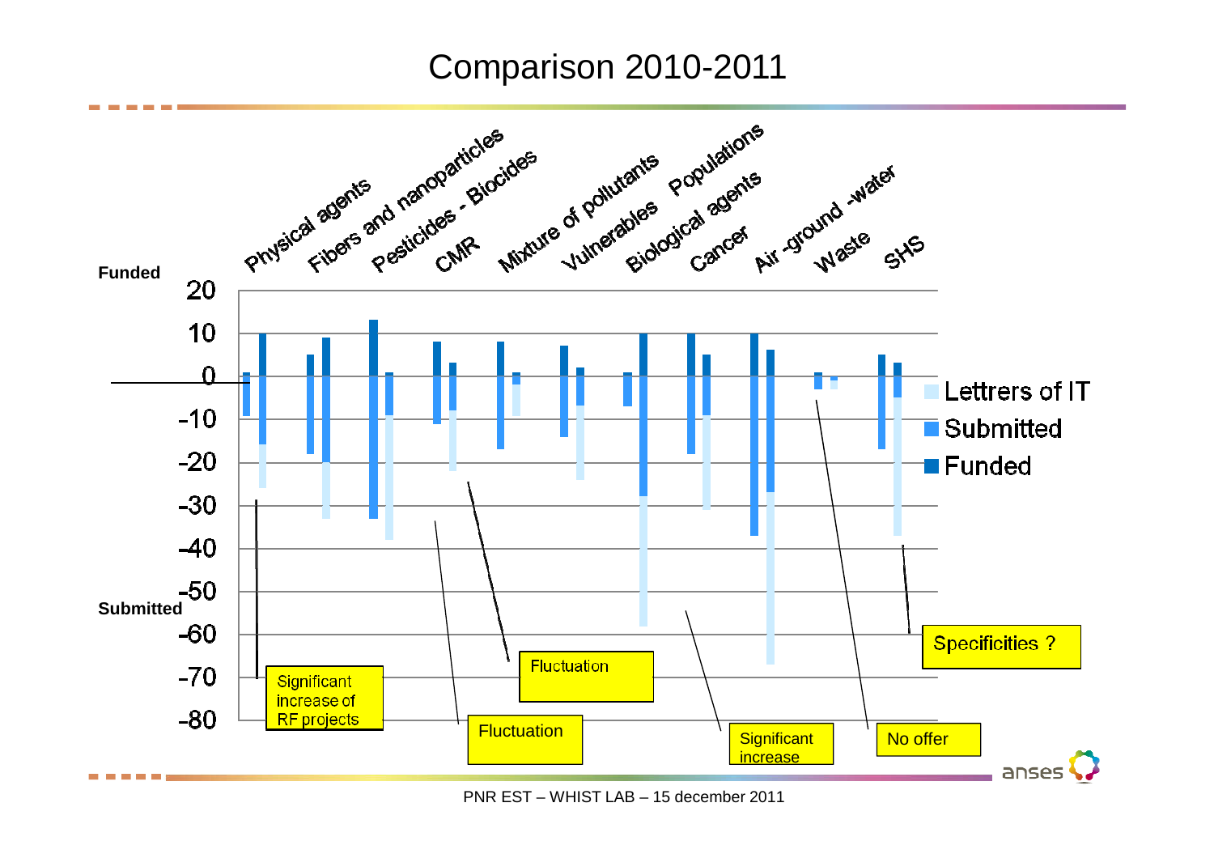# Comparison 2010-2011

Funded

Submitted

Physical agents, Fibers and nanoparticles, Pesticides - Biocides, CMR, Mixture of pollutants, Vulnerables, Biological agents, Populations, Cancer, Air -ground -water, Waste, SHS

20, 10, 0, -10, -20, -30, -40, -50, -60, -70, -80

Lettrers of IT

Submitted

Funded

Significant increase of RF projects

Fluctuation

Fluctuation

Significant increase

No offer

Specificities ?

PNR EST – WHIST LAB – 15 december 2011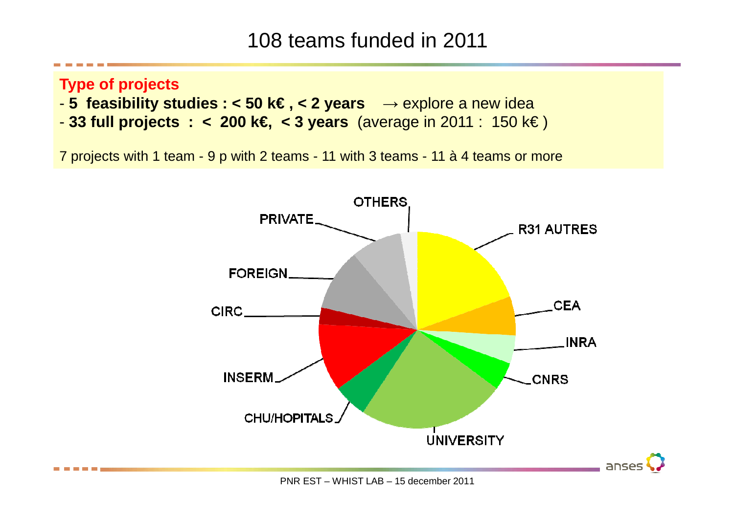# 108 teams funded in 2011

**Type of projects**

- **5 feasibility studies : < 50 k€ , < 2 years** → explore a new idea
- **33 full projects : < 200 k€, < 3 years** (average in 2011 : 150 k€ )

7 projects with 1 team - 9 p with 2 teams - 11 with 3 teams - 11 à 4 teams or more

OTHERS

PRIVATE

R31 AUTRES

FOREIGN

CEA

CIRC

INRA

INSERM

CNRS

CHU/HOPITALS

UNIVERSITY

PNR EST – WHIST LAB – 15 december 2011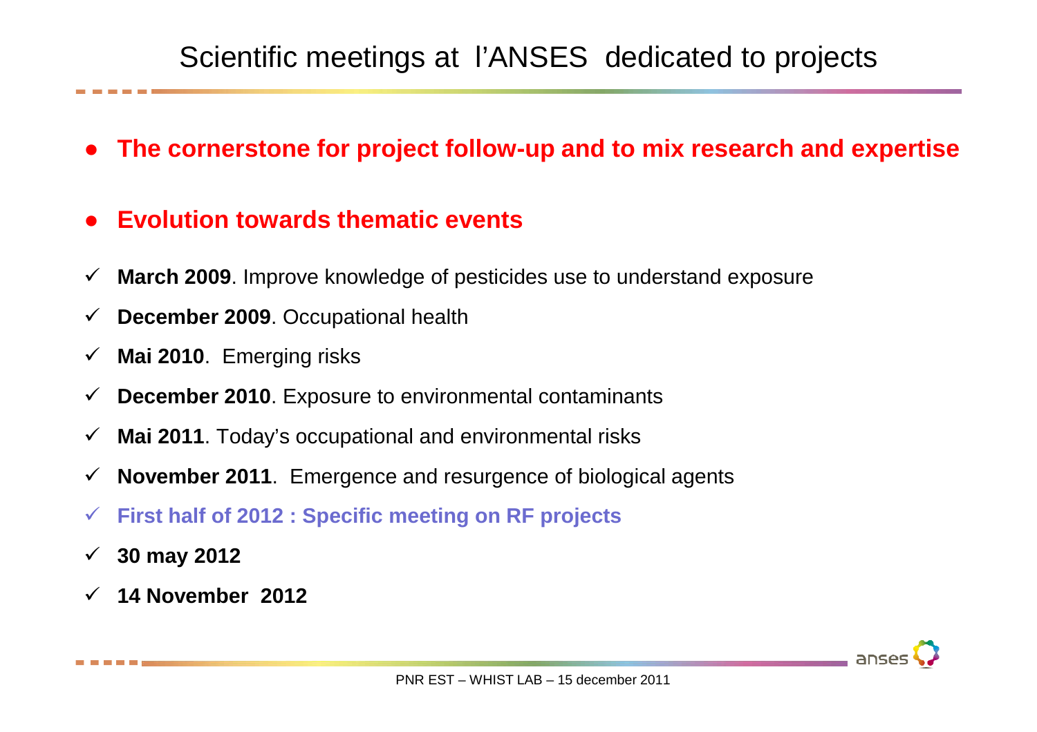# Scientific meetings at l'ANSES dedicated to projects

- **The cornerstone for project follow-up and to mix research and expertise**
- **Evolution towards thematic events**

- ✓ **March 2009**. Improve knowledge of pesticides use to understand exposure
- ✓ **December 2009**. Occupational health
- ✓ **Mai 2010**. Emerging risks
- ✓ **December 2010**. Exposure to environmental contaminants
- ✓ **Mai 2011**. Today's occupational and environmental risks
- ✓ **November 2011**. Emergence and resurgence of biological agents
- ✓ **First half of 2012 : Specific meeting on RF projects**
- ✓ **30 may 2012**
- ✓ **14 November 2012**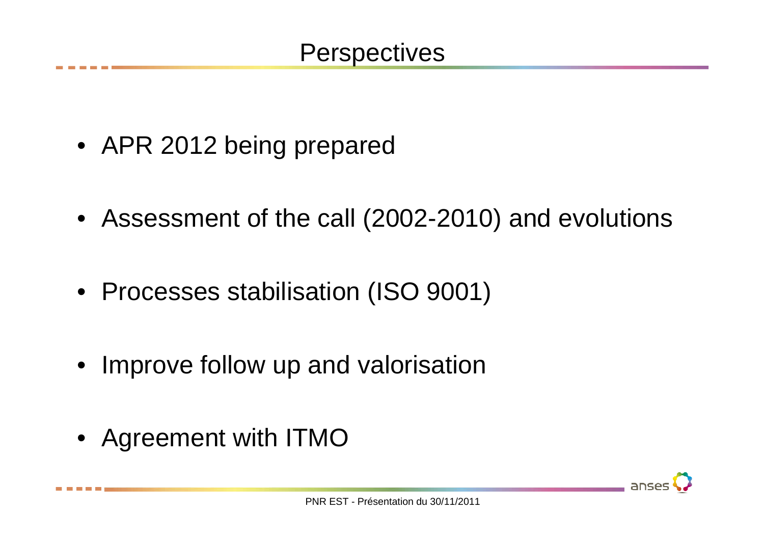# Perspectives

- APR 2012 being prepared
- Assessment of the call (2002-2010) and evolutions
- Processes stabilisation (ISO 9001)
- Improve follow up and valorisation
- Agreement with ITMO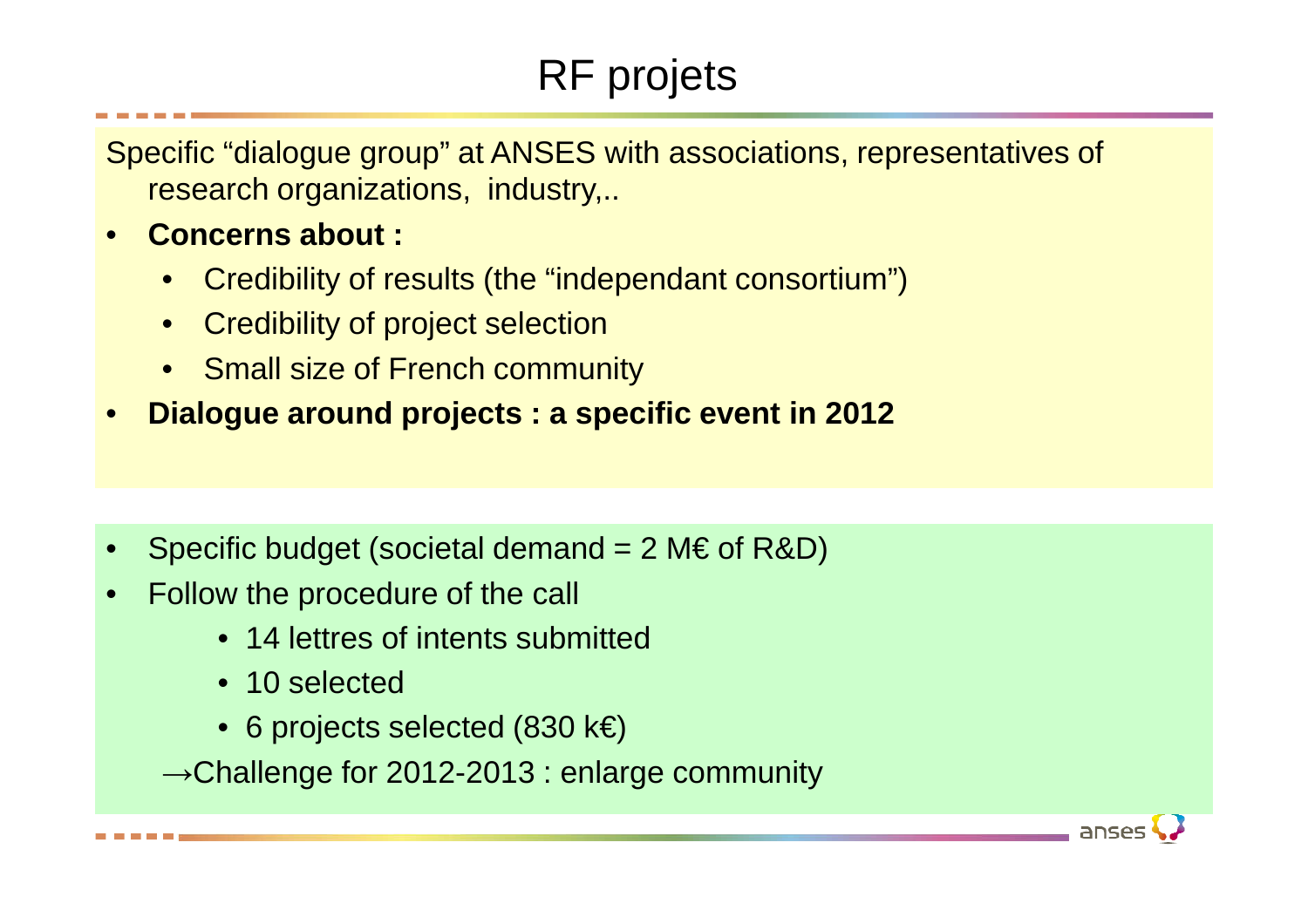# RF projets

Specific “dialogue group” at ANSES with associations, representatives of research organizations, industry,..

- **Concerns about :**
  - Credibility of results (the “independant consortium”)
  - Credibility of project selection
  - Small size of French community
- **Dialogue around projects : a specific event in 2012**

- Specific budget (societal demand = 2 M€ of R&D)
- Follow the procedure of the call
  - 14 lettres of intents submitted
  - 10 selected
  - 6 projects selected (830 k€)

→Challenge for 2012-2013 : enlarge community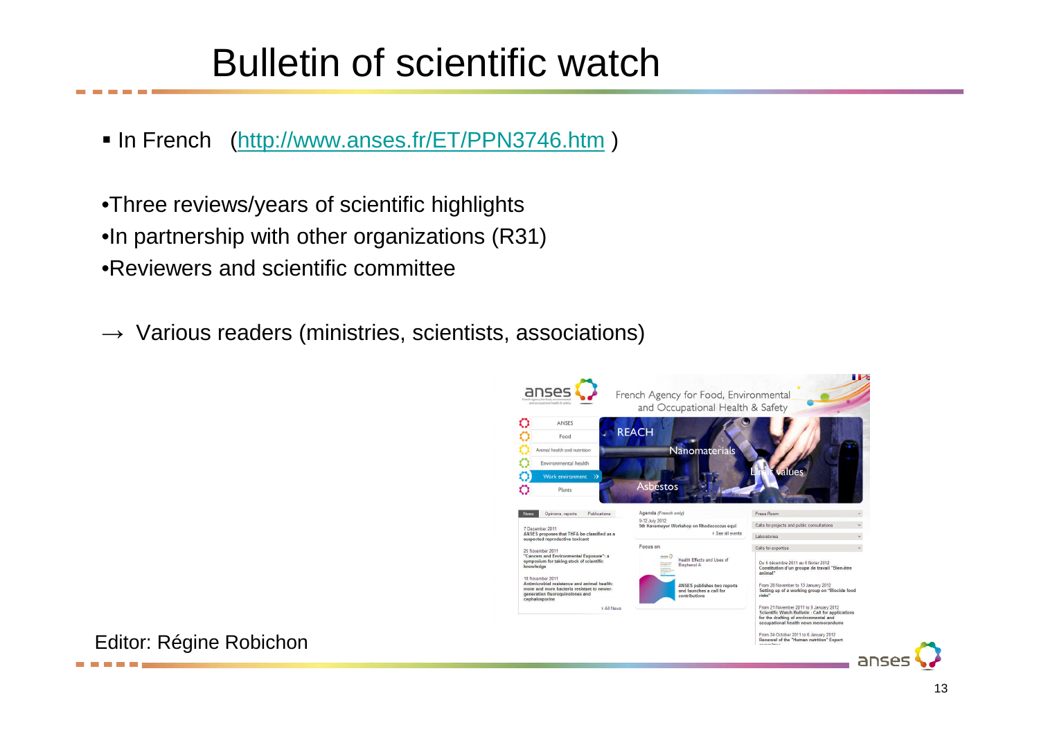# Bulletin of scientific watch

- In French (http://www.anses.fr/ET/PPN3746.htm )

- Three reviews/years of scientific highlights
- In partnership with other organizations (R31)
- Reviewers and scientific committee

→ Various readers (ministries, scientists, associations)

Editor: Régine Robichon